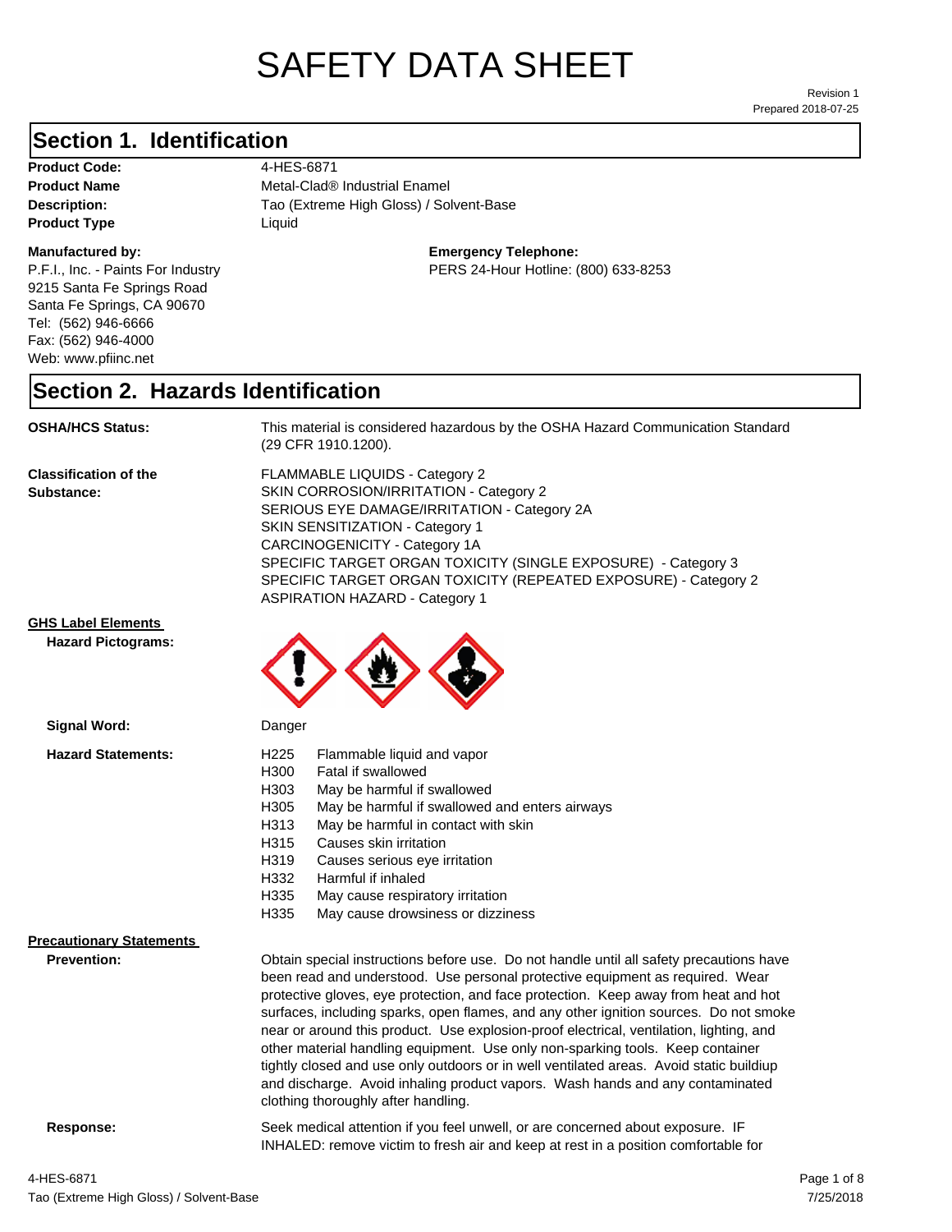# SAFETY DATA SHEET

Revision 1
Prepared 2018-07-25

## Section 1. Identification

**Product Code:** 4-HES-6871
**Product Name** Metal-Clad® Industrial Enamel
**Description:** Tao (Extreme High Gloss) / Solvent-Base
**Product Type** Liquid

**Manufactured by:**
P.F.I., Inc. - Paints For Industry
9215 Santa Fe Springs Road
Santa Fe Springs, CA 90670
Tel: (562) 946-6666
Fax: (562) 946-4000
Web: www.pfiinc.net

**Emergency Telephone:**
PERS 24-Hour Hotline: (800) 633-8253

## Section 2. Hazards Identification

**OSHA/HCS Status:** This material is considered hazardous by the OSHA Hazard Communication Standard (29 CFR 1910.1200).

**Classification of the Substance:**
FLAMMABLE LIQUIDS - Category 2
SKIN CORROSION/IRRITATION - Category 2
SERIOUS EYE DAMAGE/IRRITATION - Category 2A
SKIN SENSITIZATION - Category 1
CARCINOGENICITY - Category 1A
SPECIFIC TARGET ORGAN TOXICITY (SINGLE EXPOSURE) - Category 3
SPECIFIC TARGET ORGAN TOXICITY (REPEATED EXPOSURE) - Category 2
ASPIRATION HAZARD - Category 1

**GHS Label Elements**

**Hazard Pictograms:**

**Signal Word:** Danger

**Hazard Statements:**

H225 Flammable liquid and vapor
H300 Fatal if swallowed
H303 May be harmful if swallowed
H305 May be harmful if swallowed and enters airways
H313 May be harmful in contact with skin
H315 Causes skin irritation
H319 Causes serious eye irritation
H332 Harmful if inhaled
H335 May cause respiratory irritation
H335 May cause drowsiness or dizziness

**Precautionary Statements**

**Prevention:** Obtain special instructions before use. Do not handle until all safety precautions have been read and understood. Use personal protective equipment as required. Wear protective gloves, eye protection, and face protection. Keep away from heat and hot surfaces, including sparks, open flames, and any other ignition sources. Do not smoke near or around this product. Use explosion-proof electrical, ventilation, lighting, and other material handling equipment. Use only non-sparking tools. Keep container tightly closed and use only outdoors or in well ventilated areas. Avoid static buildiup and discharge. Avoid inhaling product vapors. Wash hands and any contaminated clothing thoroughly after handling.

**Response:** Seek medical attention if you feel unwell, or are concerned about exposure. IF INHALED: remove victim to fresh air and keep at rest in a position comfortable for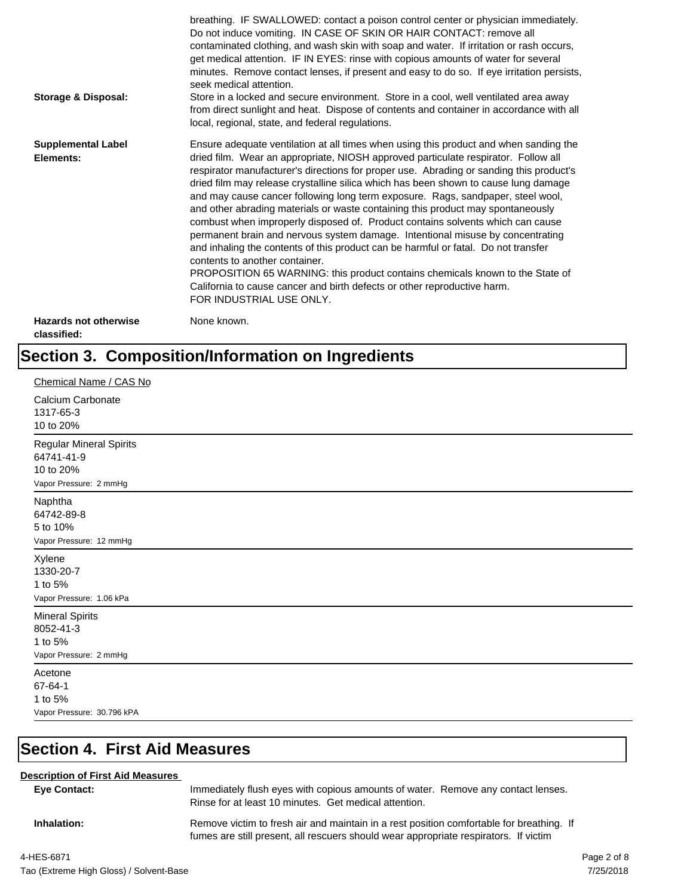breathing. IF SWALLOWED: contact a poison control center or physician immediately. Do not induce vomiting. IN CASE OF SKIN OR HAIR CONTACT: remove all contaminated clothing, and wash skin with soap and water. If irritation or rash occurs, get medical attention. IF IN EYES: rinse with copious amounts of water for several minutes. Remove contact lenses, if present and easy to do so. If eye irritation persists, seek medical attention.

**Storage & Disposal:** Store in a locked and secure environment. Store in a cool, well ventilated area away from direct sunlight and heat. Dispose of contents and container in accordance with all local, regional, state, and federal regulations.

**Supplemental Label Elements:** Ensure adequate ventilation at all times when using this product and when sanding the dried film. Wear an appropriate, NIOSH approved particulate respirator. Follow all respirator manufacturer's directions for proper use. Abrading or sanding this product's dried film may release crystalline silica which has been shown to cause lung damage and may cause cancer following long term exposure. Rags, sandpaper, steel wool, and other abrading materials or waste containing this product may spontaneously combust when improperly disposed of. Product contains solvents which can cause permanent brain and nervous system damage. Intentional misuse by concentrating and inhaling the contents of this product can be harmful or fatal. Do not transfer contents to another container.
PROPOSITION 65 WARNING: this product contains chemicals known to the State of California to cause cancer and birth defects or other reproductive harm.
FOR INDUSTRIAL USE ONLY.

**Hazards not otherwise classified:** None known.

## Section 3. Composition/Information on Ingredients

Chemical Name / CAS No

Calcium Carbonate
1317-65-3
10 to 20%

Regular Mineral Spirits
64741-41-9
10 to 20%
Vapor Pressure: 2 mmHg

Naphtha
64742-89-8
5 to 10%
Vapor Pressure: 12 mmHg

Xylene
1330-20-7
1 to 5%
Vapor Pressure: 1.06 kPa

Mineral Spirits
8052-41-3
1 to 5%
Vapor Pressure: 2 mmHg

Acetone
67-64-1
1 to 5%
Vapor Pressure: 30.796 kPA

## Section 4. First Aid Measures

**Description of First Aid Measures**

**Eye Contact:** Immediately flush eyes with copious amounts of water. Remove any contact lenses. Rinse for at least 10 minutes. Get medical attention.

**Inhalation:** Remove victim to fresh air and maintain in a rest position comfortable for breathing. If fumes are still present, all rescuers should wear appropriate respirators. If victim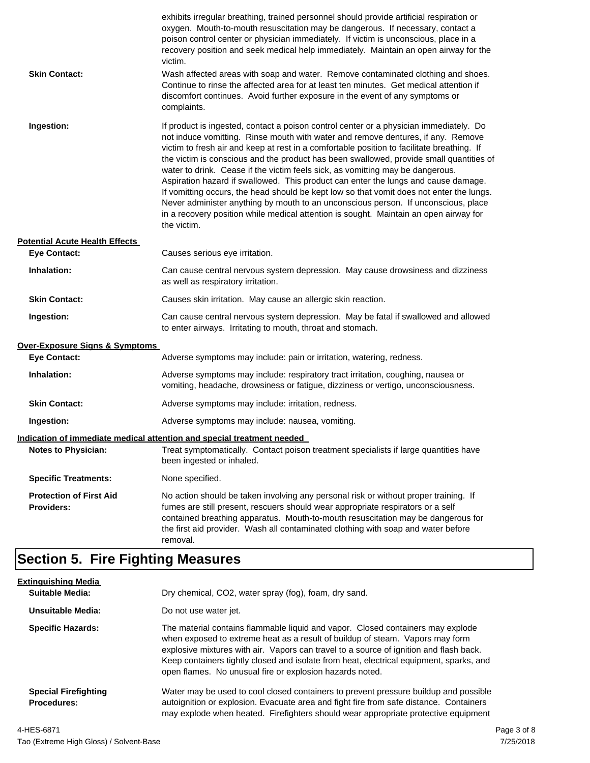exhibits irregular breathing, trained personnel should provide artificial respiration or oxygen. Mouth-to-mouth resuscitation may be dangerous. If necessary, contact a poison control center or physician immediately. If victim is unconscious, place in a recovery position and seek medical help immediately. Maintain an open airway for the victim.

**Skin Contact:** Wash affected areas with soap and water. Remove contaminated clothing and shoes. Continue to rinse the affected area for at least ten minutes. Get medical attention if discomfort continues. Avoid further exposure in the event of any symptoms or complaints.

**Ingestion:** If product is ingested, contact a poison control center or a physician immediately. Do not induce vomitting. Rinse mouth with water and remove dentures, if any. Remove victim to fresh air and keep at rest in a comfortable position to facilitate breathing. If the victim is conscious and the product has been swallowed, provide small quantities of water to drink. Cease if the victim feels sick, as vomitting may be dangerous. Aspiration hazard if swallowed. This product can enter the lungs and cause damage. If vomitting occurs, the head should be kept low so that vomit does not enter the lungs. Never administer anything by mouth to an unconscious person. If unconscious, place in a recovery position while medical attention is sought. Maintain an open airway for the victim.

**Potential Acute Health Effects**

**Eye Contact:** Causes serious eye irritation.

**Inhalation:** Can cause central nervous system depression. May cause drowsiness and dizziness as well as respiratory irritation.

**Skin Contact:** Causes skin irritation. May cause an allergic skin reaction.

**Ingestion:** Can cause central nervous system depression. May be fatal if swallowed and allowed to enter airways. Irritating to mouth, throat and stomach.

**Over-Exposure Signs & Symptoms**

**Eye Contact:** Adverse symptoms may include: pain or irritation, watering, redness.

**Inhalation:** Adverse symptoms may include: respiratory tract irritation, coughing, nausea or vomiting, headache, drowsiness or fatigue, dizziness or vertigo, unconsciousness.

**Skin Contact:** Adverse symptoms may include: irritation, redness.

**Ingestion:** Adverse symptoms may include: nausea, vomiting.

**Indication of immediate medical attention and special treatment needed**

**Notes to Physician:** Treat symptomatically. Contact poison treatment specialists if large quantities have been ingested or inhaled.

**Specific Treatments:** None specified.

**Protection of First Aid Providers:** No action should be taken involving any personal risk or without proper training. If fumes are still present, rescuers should wear appropriate respirators or a self contained breathing apparatus. Mouth-to-mouth resuscitation may be dangerous for the first aid provider. Wash all contaminated clothing with soap and water before removal.

# Section 5. Fire Fighting Measures

**Extinguishing Media**

**Suitable Media:** Dry chemical, $CO_2$, water spray (fog), foam, dry sand.

**Unsuitable Media:** Do not use water jet.

**Specific Hazards:** The material contains flammable liquid and vapor. Closed containers may explode when exposed to extreme heat as a result of buildup of steam. Vapors may form explosive mixtures with air. Vapors can travel to a source of ignition and flash back. Keep containers tightly closed and isolate from heat, electrical equipment, sparks, and open flames. No unusual fire or explosion hazards noted.

**Special Firefighting Procedures:** Water may be used to cool closed containers to prevent pressure buildup and possible autoignition or explosion. Evacuate area and fight fire from safe distance. Containers may explode when heated. Firefighters should wear appropriate protective equipment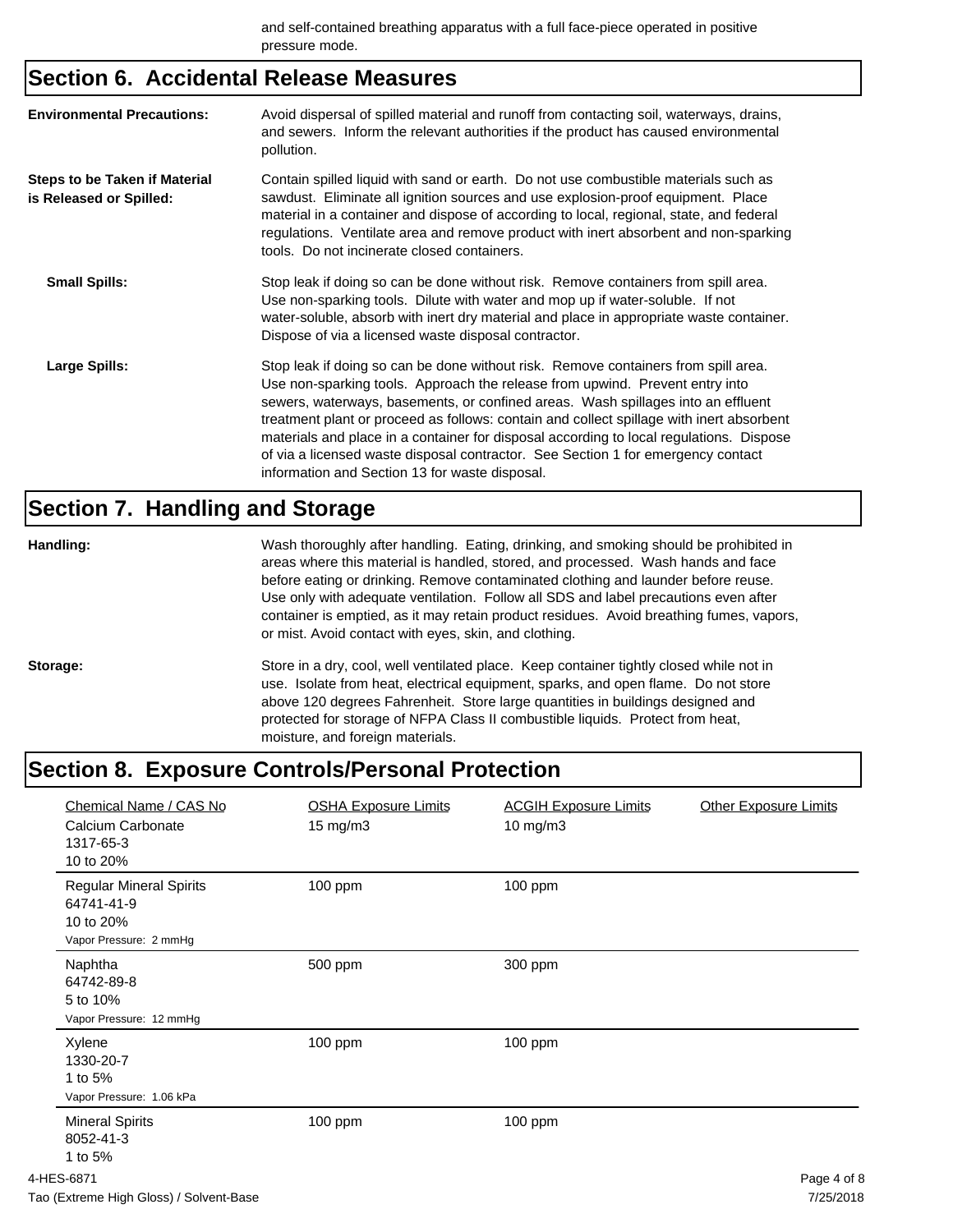and self-contained breathing apparatus with a full face-piece operated in positive pressure mode.

## Section 6. Accidental Release Measures

**Environmental Precautions:** Avoid dispersal of spilled material and runoff from contacting soil, waterways, drains, and sewers. Inform the relevant authorities if the product has caused environmental pollution.

**Steps to be Taken if Material is Released or Spilled:** Contain spilled liquid with sand or earth. Do not use combustible materials such as sawdust. Eliminate all ignition sources and use explosion-proof equipment. Place material in a container and dispose of according to local, regional, state, and federal regulations. Ventilate area and remove product with inert absorbent and non-sparking tools. Do not incinerate closed containers.

**Small Spills:** Stop leak if doing so can be done without risk. Remove containers from spill area. Use non-sparking tools. Dilute with water and mop up if water-soluble. If not water-soluble, absorb with inert dry material and place in appropriate waste container. Dispose of via a licensed waste disposal contractor.

**Large Spills:** Stop leak if doing so can be done without risk. Remove containers from spill area. Use non-sparking tools. Approach the release from upwind. Prevent entry into sewers, waterways, basements, or confined areas. Wash spillages into an effluent treatment plant or proceed as follows: contain and collect spillage with inert absorbent materials and place in a container for disposal according to local regulations. Dispose of via a licensed waste disposal contractor. See Section 1 for emergency contact information and Section 13 for waste disposal.

## Section 7. Handling and Storage

**Handling:** Wash thoroughly after handling. Eating, drinking, and smoking should be prohibited in areas where this material is handled, stored, and processed. Wash hands and face before eating or drinking. Remove contaminated clothing and launder before reuse. Use only with adequate ventilation. Follow all SDS and label precautions even after container is emptied, as it may retain product residues. Avoid breathing fumes, vapors, or mist. Avoid contact with eyes, skin, and clothing.

**Storage:** Store in a dry, cool, well ventilated place. Keep container tightly closed while not in use. Isolate from heat, electrical equipment, sparks, and open flame. Do not store above 120 degrees Fahrenheit. Store large quantities in buildings designed and protected for storage of NFPA Class II combustible liquids. Protect from heat, moisture, and foreign materials.

## Section 8. Exposure Controls/Personal Protection

| Chemical Name / CAS No | OSHA Exposure Limits | ACGIH Exposure Limits | Other Exposure Limits |
|---|---|---|---|
| Calcium Carbonate<br>1317-65-3<br>10 to 20% | 15 mg/m3 | 10 mg/m3 | |
| Regular Mineral Spirits<br>64741-41-9<br>10 to 20%<br>Vapor Pressure: 2 mmHg | 100 ppm | 100 ppm | |
| Naphtha<br>64742-89-8<br>5 to 10%<br>Vapor Pressure: 12 mmHg | 500 ppm | 300 ppm | |
| Xylene<br>1330-20-7<br>1 to 5%<br>Vapor Pressure: 1.06 kPa | 100 ppm | 100 ppm | |
| Mineral Spirits<br>8052-41-3<br>1 to 5% | 100 ppm | 100 ppm | |

4-HES-6871

Tao (Extreme High Gloss) / Solvent-Base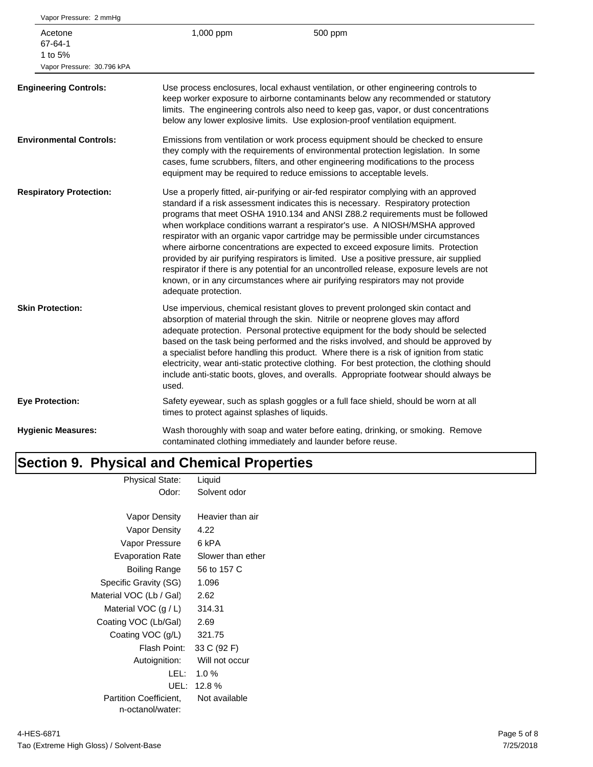| | | |
|---|---|---|
| Vapor Pressure: 2 mmHg | | |
| Acetone<br>67-64-1<br>1 to 5%<br>Vapor Pressure: 30.796 kPA | 1,000 ppm | 500 ppm |

**Engineering Controls:** Use process enclosures, local exhaust ventilation, or other engineering controls to keep worker exposure to airborne contaminants below any recommended or statutory limits. The engineering controls also need to keep gas, vapor, or dust concentrations below any lower explosive limits. Use explosion-proof ventilation equipment.

**Environmental Controls:** Emissions from ventilation or work process equipment should be checked to ensure they comply with the requirements of environmental protection legislation. In some cases, fume scrubbers, filters, and other engineering modifications to the process equipment may be required to reduce emissions to acceptable levels.

**Respiratory Protection:** Use a properly fitted, air-purifying or air-fed respirator complying with an approved standard if a risk assessment indicates this is necessary. Respiratory protection programs that meet OSHA 1910.134 and ANSI Z88.2 requirements must be followed when workplace conditions warrant a respirator's use. A NIOSH/MSHA approved respirator with an organic vapor cartridge may be permissible under circumstances where airborne concentrations are expected to exceed exposure limits. Protection provided by air purifying respirators is limited. Use a positive pressure, air supplied respirator if there is any potential for an uncontrolled release, exposure levels are not known, or in any circumstances where air purifying respirators may not provide adequate protection.

**Skin Protection:** Use impervious, chemical resistant gloves to prevent prolonged skin contact and absorption of material through the skin. Nitrile or neoprene gloves may afford adequate protection. Personal protective equipment for the body should be selected based on the task being performed and the risks involved, and should be approved by a specialist before handling this product. Where there is a risk of ignition from static electricity, wear anti-static protective clothing. For best protection, the clothing should include anti-static boots, gloves, and overalls. Appropriate footwear should always be used.

**Eye Protection:** Safety eyewear, such as splash goggles or a full face shield, should be worn at all times to protect against splashes of liquids.

**Hygienic Measures:** Wash thoroughly with soap and water before eating, drinking, or smoking. Remove contaminated clothing immediately and launder before reuse.

# Section 9. Physical and Chemical Properties

| Property | Value |
|---|---|
| Physical State: | Liquid |
| Odor: | Solvent odor |
| Vapor Density | Heavier than air |
| Vapor Density | 4.22 |
| Vapor Pressure | 6 kPA |
| Evaporation Rate | Slower than ether |
| Boiling Range | 56 to 157 C |
| Specific Gravity (SG) | 1.096 |
| Material VOC (Lb / Gal) | 2.62 |
| Material VOC (g / L) | 314.31 |
| Coating VOC (Lb/Gal) | 2.69 |
| Coating VOC (g/L) | 321.75 |
| Flash Point: | 33 C (92 F) |
| Autoignition: | Will not occur |
| LEL: | 1.0 % |
| UEL: | 12.8 % |
| Partition Coefficient, n-octanol/water: | Not available |

4-HES-6871
Tao (Extreme High Gloss) / Solvent-Base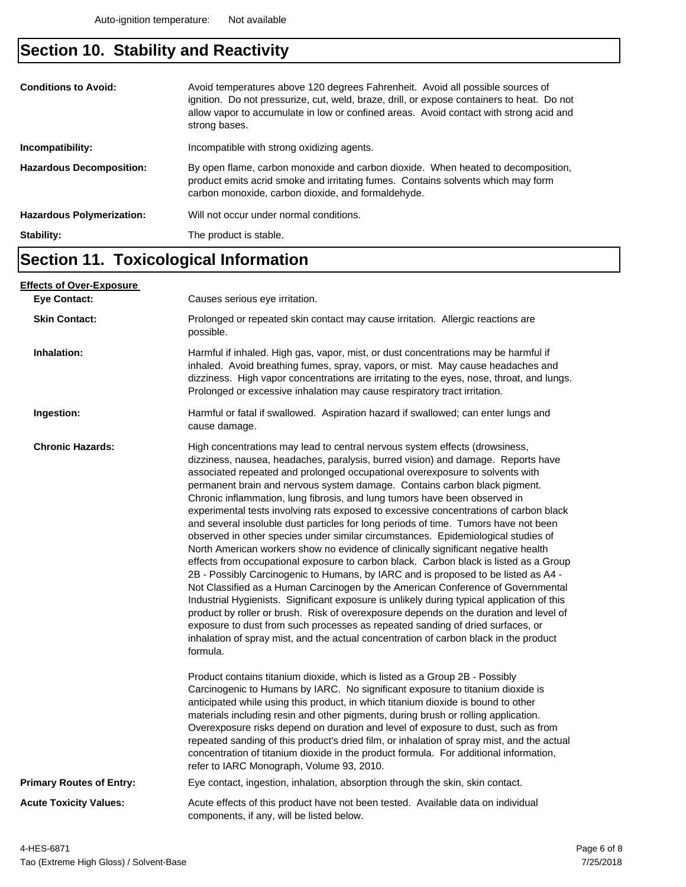Auto-ignition temperature: Not available

## Section 10. Stability and Reactivity

**Conditions to Avoid:** Avoid temperatures above 120 degrees Fahrenheit. Avoid all possible sources of ignition. Do not pressurize, cut, weld, braze, drill, or expose containers to heat. Do not allow vapor to accumulate in low or confined areas. Avoid contact with strong acid and strong bases.

**Incompatibility:** Incompatible with strong oxidizing agents.

**Hazardous Decomposition:** By open flame, carbon monoxide and carbon dioxide. When heated to decomposition, product emits acrid smoke and irritating fumes. Contains solvents which may form carbon monoxide, carbon dioxide, and formaldehyde.

**Hazardous Polymerization:** Will not occur under normal conditions.

**Stability:** The product is stable.

## Section 11. Toxicological Information

**Effects of Over-Exposure**

**Eye Contact:** Causes serious eye irritation.

**Skin Contact:** Prolonged or repeated skin contact may cause irritation. Allergic reactions are possible.

**Inhalation:** Harmful if inhaled. High gas, vapor, mist, or dust concentrations may be harmful if inhaled. Avoid breathing fumes, spray, vapors, or mist. May cause headaches and dizziness. High vapor concentrations are irritating to the eyes, nose, throat, and lungs. Prolonged or excessive inhalation may cause respiratory tract irritation.

**Ingestion:** Harmful or fatal if swallowed. Aspiration hazard if swallowed; can enter lungs and cause damage.

**Chronic Hazards:** High concentrations may lead to central nervous system effects (drowsiness, dizziness, nausea, headaches, paralysis, burred vision) and damage. Reports have associated repeated and prolonged occupational overexposure to solvents with permanent brain and nervous system damage. Contains carbon black pigment. Chronic inflammation, lung fibrosis, and lung tumors have been observed in experimental tests involving rats exposed to excessive concentrations of carbon black and several insoluble dust particles for long periods of time. Tumors have not been observed in other species under similar circumstances. Epidemiological studies of North American workers show no evidence of clinically significant negative health effects from occupational exposure to carbon black. Carbon black is listed as a Group 2B - Possibly Carcinogenic to Humans, by IARC and is proposed to be listed as A4 - Not Classified as a Human Carcinogen by the American Conference of Governmental Industrial Hygienists. Significant exposure is unlikely during typical application of this product by roller or brush. Risk of overexposure depends on the duration and level of exposure to dust from such processes as repeated sanding of dried surfaces, or inhalation of spray mist, and the actual concentration of carbon black in the product formula.

Product contains titanium dioxide, which is listed as a Group 2B - Possibly Carcinogenic to Humans by IARC. No significant exposure to titanium dioxide is anticipated while using this product, in which titanium dioxide is bound to other materials including resin and other pigments, during brush or rolling application. Overexposure risks depend on duration and level of exposure to dust, such as from repeated sanding of this product's dried film, or inhalation of spray mist, and the actual concentration of titanium dioxide in the product formula. For additional information, refer to IARC Monograph, Volume 93, 2010.

**Primary Routes of Entry:** Eye contact, ingestion, inhalation, absorption through the skin, skin contact.

**Acute Toxicity Values:** Acute effects of this product have not been tested. Available data on individual components, if any, will be listed below.

4-HES-6871
Tao (Extreme High Gloss) / Solvent-Base
7/25/2018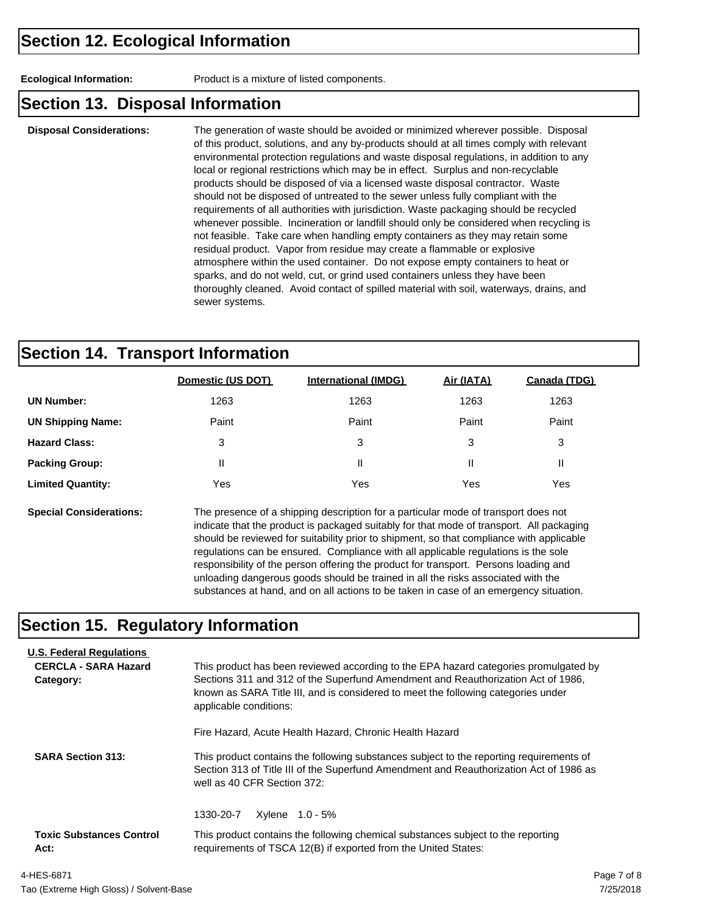## Section 12. Ecological Information

**Ecological Information:** Product is a mixture of listed components.

## Section 13. Disposal Information

**Disposal Considerations:** The generation of waste should be avoided or minimized wherever possible. Disposal of this product, solutions, and any by-products should at all times comply with relevant environmental protection regulations and waste disposal regulations, in addition to any local or regional restrictions which may be in effect. Surplus and non-recyclable products should be disposed of via a licensed waste disposal contractor. Waste should not be disposed of untreated to the sewer unless fully compliant with the requirements of all authorities with jurisdiction. Waste packaging should be recycled whenever possible. Incineration or landfill should only be considered when recycling is not feasible. Take care when handling empty containers as they may retain some residual product. Vapor from residue may create a flammable or explosive atmosphere within the used container. Do not expose empty containers to heat or sparks, and do not weld, cut, or grind used containers unless they have been thoroughly cleaned. Avoid contact of spilled material with soil, waterways, drains, and sewer systems.

## Section 14. Transport Information

| | Domestic (US DOT) | International (IMDG) | Air (IATA) | Canada (TDG) |
|---|---|---|---|---|
| **UN Number:** | 1263 | 1263 | 1263 | 1263 |
| **UN Shipping Name:** | Paint | Paint | Paint | Paint |
| **Hazard Class:** | 3 | 3 | 3 | 3 |
| **Packing Group:** | II | II | II | II |
| **Limited Quantity:** | Yes | Yes | Yes | Yes |

**Special Considerations:** The presence of a shipping description for a particular mode of transport does not indicate that the product is packaged suitably for that mode of transport. All packaging should be reviewed for suitability prior to shipment, so that compliance with applicable regulations can be ensured. Compliance with all applicable regulations is the sole responsibility of the person offering the product for transport. Persons loading and unloading dangerous goods should be trained in all the risks associated with the substances at hand, and on all actions to be taken in case of an emergency situation.

## Section 15. Regulatory Information

**U.S. Federal Regulations**

**CERCLA - SARA Hazard Category:** This product has been reviewed according to the EPA hazard categories promulgated by Sections 311 and 312 of the Superfund Amendment and Reauthorization Act of 1986, known as SARA Title III, and is considered to meet the following categories under applicable conditions:

Fire Hazard, Acute Health Hazard, Chronic Health Hazard

**SARA Section 313:** This product contains the following substances subject to the reporting requirements of Section 313 of Title III of the Superfund Amendment and Reauthorization Act of 1986 as well as 40 CFR Section 372:

1330-20-7 Xylene 1.0 - 5%

**Toxic Substances Control Act:** This product contains the following chemical substances subject to the reporting requirements of TSCA 12(B) if exported from the United States: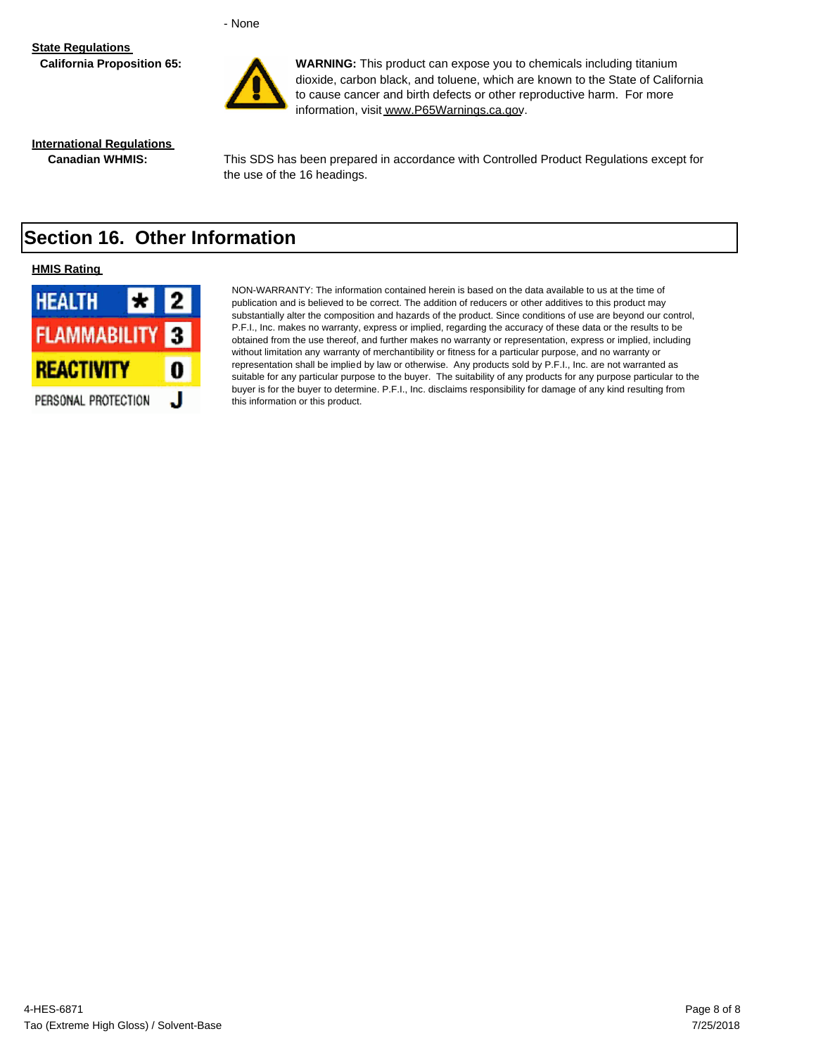- None

**State Regulations**

**California Proposition 65:**

**WARNING:** This product can expose you to chemicals including titanium dioxide, carbon black, and toluene, which are known to the State of California to cause cancer and birth defects or other reproductive harm. For more information, visit www.P65Warnings.ca.gov.

**International Regulations**

**Canadian WHMIS:**

This SDS has been prepared in accordance with Controlled Product Regulations except for the use of the 16 headings.

# Section 16. Other Information

**HMIS Rating**

| | | |
|---|---|---|
| HEALTH | * | 2 |
| FLAMMABILITY | | 3 |
| REACTIVITY | | 0 |
| PERSONAL PROTECTION | | J |

NON-WARRANTY: The information contained herein is based on the data available to us at the time of publication and is believed to be correct. The addition of reducers or other additives to this product may substantially alter the composition and hazards of the product. Since conditions of use are beyond our control, P.F.I., Inc. makes no warranty, express or implied, regarding the accuracy of these data or the results to be obtained from the use thereof, and further makes no warranty or representation, express or implied, including without limitation any warranty of merchantibility or fitness for a particular purpose, and no warranty or representation shall be implied by law or otherwise. Any products sold by P.F.I., Inc. are not warranted as suitable for any particular purpose to the buyer. The suitability of any products for any purpose particular to the buyer is for the buyer to determine. P.F.I., Inc. disclaims responsibility for damage of any kind resulting from this information or this product.

4-HES-6871
Tao (Extreme High Gloss) / Solvent-Base

7/25/2018